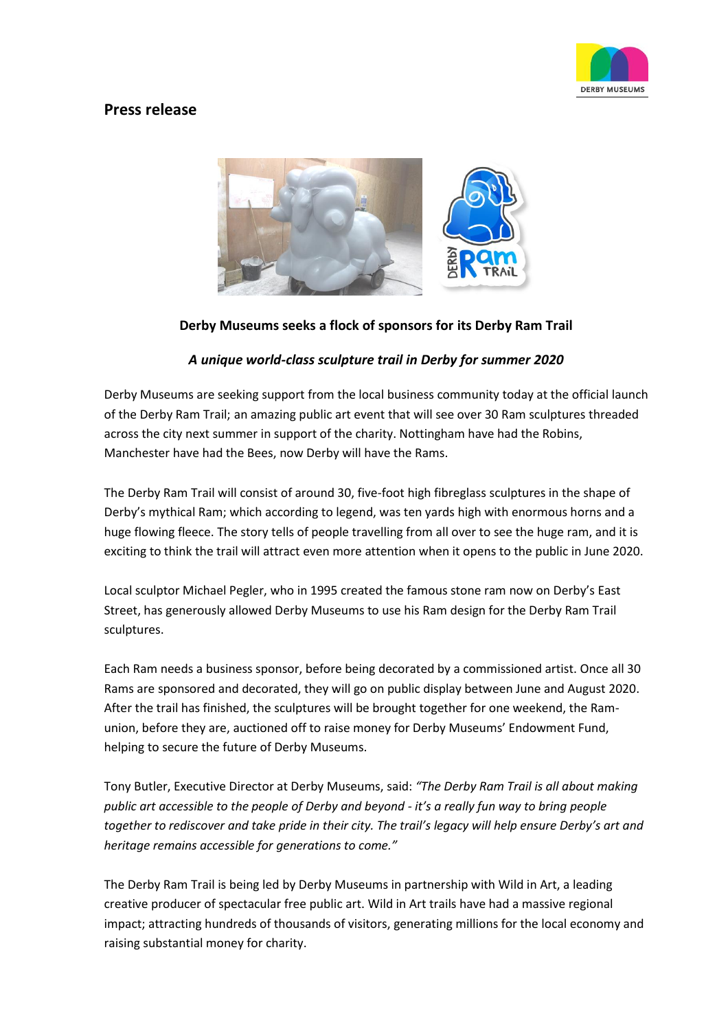## Press release

**Derby Museums seeks a flock of sponsors for its Derby Ram Trail**

***A unique world-class sculpture trail in Derby for summer 2020***

Derby Museums are seeking support from the local business community today at the official launch of the Derby Ram Trail; an amazing public art event that will see over 30 Ram sculptures threaded across the city next summer in support of the charity. Nottingham have had the Robins, Manchester have had the Bees, now Derby will have the Rams.

The Derby Ram Trail will consist of around 30, five-foot high fibreglass sculptures in the shape of Derby's mythical Ram; which according to legend, was ten yards high with enormous horns and a huge flowing fleece. The story tells of people travelling from all over to see the huge ram, and it is exciting to think the trail will attract even more attention when it opens to the public in June 2020.

Local sculptor Michael Pegler, who in 1995 created the famous stone ram now on Derby's East Street, has generously allowed Derby Museums to use his Ram design for the Derby Ram Trail sculptures.

Each Ram needs a business sponsor, before being decorated by a commissioned artist. Once all 30 Rams are sponsored and decorated, they will go on public display between June and August 2020. After the trail has finished, the sculptures will be brought together for one weekend, the Ram-union, before they are, auctioned off to raise money for Derby Museums' Endowment Fund, helping to secure the future of Derby Museums.

Tony Butler, Executive Director at Derby Museums, said: *"The Derby Ram Trail is all about making public art accessible to the people of Derby and beyond - it's a really fun way to bring people together to rediscover and take pride in their city. The trail's legacy will help ensure Derby's art and heritage remains accessible for generations to come."*

The Derby Ram Trail is being led by Derby Museums in partnership with Wild in Art, a leading creative producer of spectacular free public art. Wild in Art trails have had a massive regional impact; attracting hundreds of thousands of visitors, generating millions for the local economy and raising substantial money for charity.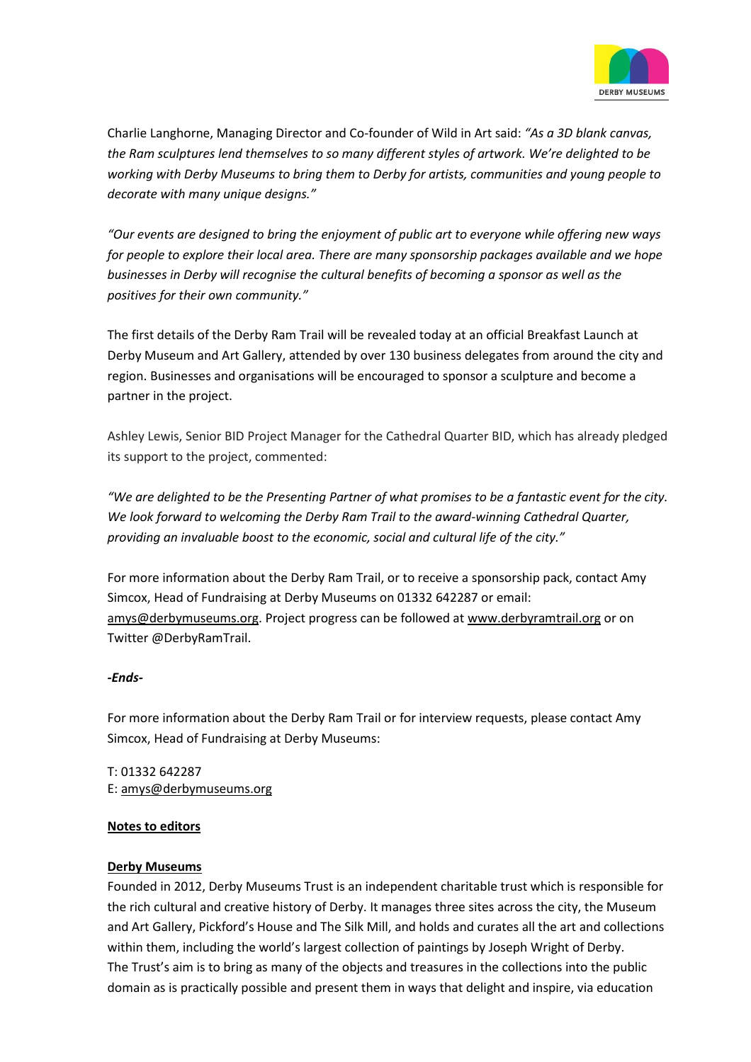Charlie Langhorne, Managing Director and Co-founder of Wild in Art said: *"As a 3D blank canvas, the Ram sculptures lend themselves to so many different styles of artwork. We're delighted to be working with Derby Museums to bring them to Derby for artists, communities and young people to decorate with many unique designs."*

*"Our events are designed to bring the enjoyment of public art to everyone while offering new ways for people to explore their local area. There are many sponsorship packages available and we hope businesses in Derby will recognise the cultural benefits of becoming a sponsor as well as the positives for their own community."*

The first details of the Derby Ram Trail will be revealed today at an official Breakfast Launch at Derby Museum and Art Gallery, attended by over 130 business delegates from around the city and region. Businesses and organisations will be encouraged to sponsor a sculpture and become a partner in the project.

Ashley Lewis, Senior BID Project Manager for the Cathedral Quarter BID, which has already pledged its support to the project, commented:

*"We are delighted to be the Presenting Partner of what promises to be a fantastic event for the city. We look forward to welcoming the Derby Ram Trail to the award-winning Cathedral Quarter, providing an invaluable boost to the economic, social and cultural life of the city."*

For more information about the Derby Ram Trail, or to receive a sponsorship pack, contact Amy Simcox, Head of Fundraising at Derby Museums on 01332 642287 or email: amys@derbymuseums.org. Project progress can be followed at www.derbyramtrail.org or on Twitter @DerbyRamTrail.

***-Ends-***

For more information about the Derby Ram Trail or for interview requests, please contact Amy Simcox, Head of Fundraising at Derby Museums:

T: 01332 642287
E: amys@derbymuseums.org

**Notes to editors**

**Derby Museums**

Founded in 2012, Derby Museums Trust is an independent charitable trust which is responsible for the rich cultural and creative history of Derby. It manages three sites across the city, the Museum and Art Gallery, Pickford's House and The Silk Mill, and holds and curates all the art and collections within them, including the world's largest collection of paintings by Joseph Wright of Derby. The Trust's aim is to bring as many of the objects and treasures in the collections into the public domain as is practically possible and present them in ways that delight and inspire, via education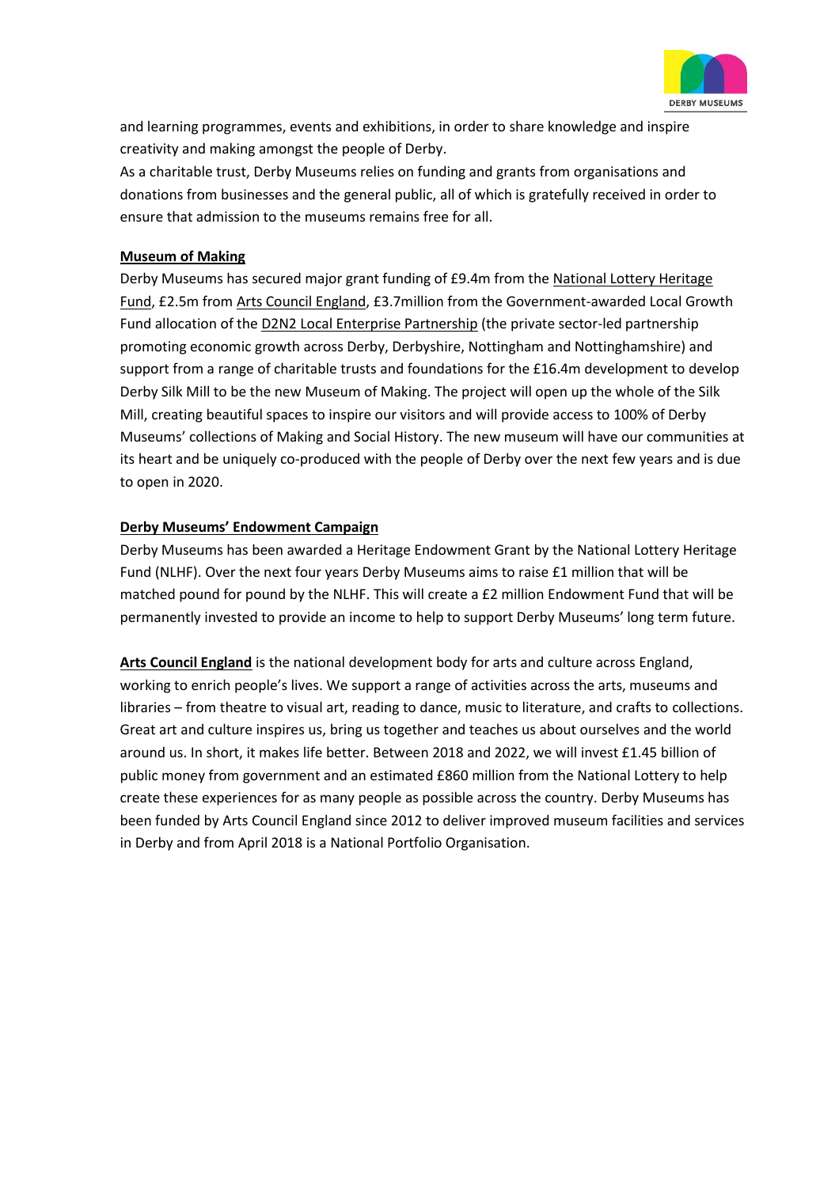and learning programmes, events and exhibitions, in order to share knowledge and inspire creativity and making amongst the people of Derby.

As a charitable trust, Derby Museums relies on funding and grants from organisations and donations from businesses and the general public, all of which is gratefully received in order to ensure that admission to the museums remains free for all.

**Museum of Making**

Derby Museums has secured major grant funding of £9.4m from the National Lottery Heritage Fund, £2.5m from Arts Council England, £3.7million from the Government-awarded Local Growth Fund allocation of the D2N2 Local Enterprise Partnership (the private sector-led partnership promoting economic growth across Derby, Derbyshire, Nottingham and Nottinghamshire) and support from a range of charitable trusts and foundations for the £16.4m development to develop Derby Silk Mill to be the new Museum of Making. The project will open up the whole of the Silk Mill, creating beautiful spaces to inspire our visitors and will provide access to 100% of Derby Museums' collections of Making and Social History. The new museum will have our communities at its heart and be uniquely co-produced with the people of Derby over the next few years and is due to open in 2020.

**Derby Museums' Endowment Campaign**

Derby Museums has been awarded a Heritage Endowment Grant by the National Lottery Heritage Fund (NLHF). Over the next four years Derby Museums aims to raise £1 million that will be matched pound for pound by the NLHF. This will create a £2 million Endowment Fund that will be permanently invested to provide an income to help to support Derby Museums' long term future.

**Arts Council England** is the national development body for arts and culture across England, working to enrich people's lives. We support a range of activities across the arts, museums and libraries – from theatre to visual art, reading to dance, music to literature, and crafts to collections. Great art and culture inspires us, bring us together and teaches us about ourselves and the world around us. In short, it makes life better. Between 2018 and 2022, we will invest £1.45 billion of public money from government and an estimated £860 million from the National Lottery to help create these experiences for as many people as possible across the country. Derby Museums has been funded by Arts Council England since 2012 to deliver improved museum facilities and services in Derby and from April 2018 is a National Portfolio Organisation.